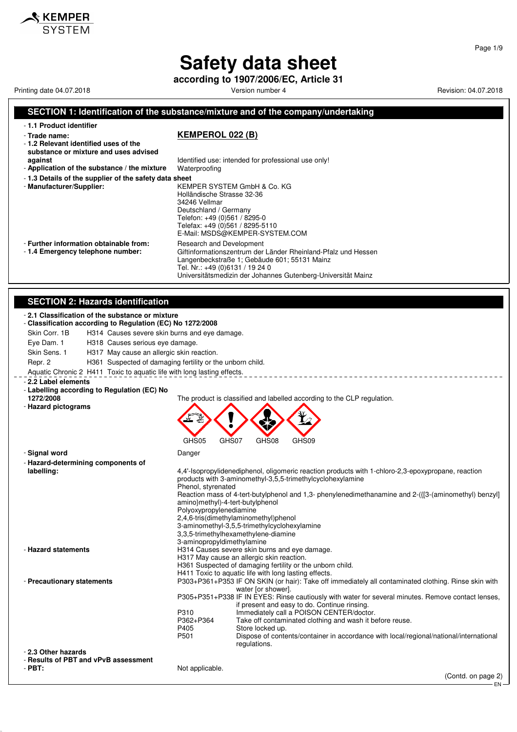# Safety data sheet

**according to 1907/2006/EC, Article 31**

Printing date 04.07.2018 Version number 4 Revision: 04.07.2018

## SECTION 1: Identification of the substance/mixture and of the company/undertaking

- **1.1 Product identifier**
- **Trade name:** **KEMPEROL 022 (B)**
- **1.2 Relevant identified uses of the substance or mixture and uses advised against** Identified use: intended for professional use only!
- **Application of the substance / the mixture** Waterproofing
- **1.3 Details of the supplier of the safety data sheet**
- **Manufacturer/Supplier:**
  KEMPER SYSTEM GmbH & Co. KG
  Holländische Strasse 32-36
  34246 Vellmar
  Deutschland / Germany
  Telefon: +49 (0)561 / 8295-0
  Telefax: +49 (0)561 / 8295-5110
  E-Mail: MSDS@KEMPER-SYSTEM.COM
- **Further information obtainable from:** Research and Development
- **1.4 Emergency telephone number:**
  Giftinformationszentrum der Länder Rheinland-Pfalz und Hessen
  Langenbeckstraße 1; Gebäude 601; 55131 Mainz
  Tel. Nr.: +49 (0)6131 / 19 24 0
  Universitätsmedizin der Johannes Gutenberg-Universität Mainz

## SECTION 2: Hazards identification

- **2.1 Classification of the substance or mixture**
- **Classification according to Regulation (EC) No 1272/2008**

| | | |
|---|---|---|
| Skin Corr. 1B | H314 | Causes severe skin burns and eye damage. |
| Eye Dam. 1 | H318 | Causes serious eye damage. |
| Skin Sens. 1 | H317 | May cause an allergic skin reaction. |
| Repr. 2 | H361 | Suspected of damaging fertility or the unborn child. |
| Aquatic Chronic 2 | H411 | Toxic to aquatic life with long lasting effects. |

- **2.2 Label elements**
- **Labelling according to Regulation (EC) No 1272/2008** The product is classified and labelled according to the CLP regulation.
- **Hazard pictograms**

GHS05 GHS07 GHS08 GHS09

- **Signal word** Danger
- **Hazard-determining components of labelling:**
  4,4'-Isopropylidenediphenol, oligomeric reaction products with 1-chloro-2,3-epoxypropane, reaction products with 3-aminomethyl-3,5,5-trimethylcyclohexylamine
  Phenol, styrenated
  Reaction mass of 4-tert-butylphenol and 1,3- phenylenedimethanamine and 2-({[3-(aminomethyl) benzyl] amino}methyl)-4-tert-butylphenol
  Polyoxypropylenediamine
  2,4,6-tris(dimethylaminomethyl)phenol
  3-aminomethyl-3,5,5-trimethylcyclohexylamine
  3,3,5-trimethylhexamethylene-diamine
  3-aminopropyldimethylamine
- **Hazard statements**
  H314 Causes severe skin burns and eye damage.
  H317 May cause an allergic skin reaction.
  H361 Suspected of damaging fertility or the unborn child.
  H411 Toxic to aquatic life with long lasting effects.
- **Precautionary statements**
  P303+P361+P353 IF ON SKIN (or hair): Take off immediately all contaminated clothing. Rinse skin with water [or shower].
  P305+P351+P338 IF IN EYES: Rinse cautiously with water for several minutes. Remove contact lenses, if present and easy to do. Continue rinsing.
  P310 Immediately call a POISON CENTER/doctor.
  P362+P364 Take off contaminated clothing and wash it before reuse.
  P405 Store locked up.
  P501 Dispose of contents/container in accordance with local/regional/national/international regulations.
- **2.3 Other hazards**
- **Results of PBT and vPvB assessment**
- **PBT:** Not applicable.

(Contd. on page 2)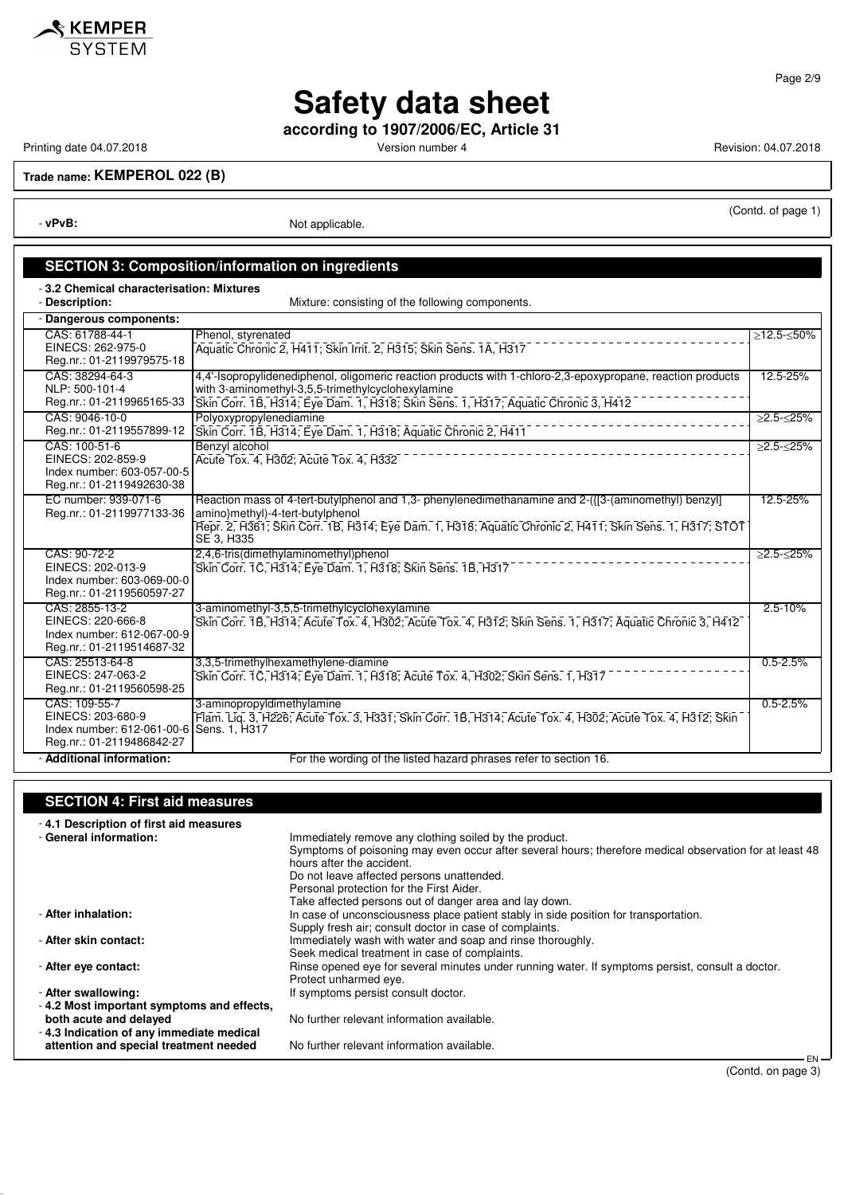# Safety data sheet

**according to 1907/2006/EC, Article 31**

Printing date 04.07.2018 Version number 4 Revision: 04.07.2018

**Trade name: KEMPEROL 022 (B)**

(Contd. of page 1)

- **vPvB:** Not applicable.

## SECTION 3: Composition/information on ingredients

- **3.2 Chemical characterisation: Mixtures**
- **Description:** Mixture: consisting of the following components.

- **Dangerous components:**

| | | |
|---|---|---|
| CAS: 61788-44-1<br>EINECS: 262-975-0<br>Reg.nr.: 01-2119979575-18 | Phenol, styrenated<br>Aquatic Chronic 2, H411; Skin Irrit. 2, H315; Skin Sens. 1A, H317 | ≥12.5-≤50% |
| CAS: 38294-64-3<br>NLP: 500-101-4<br>Reg.nr.: 01-2119965165-33 | 4,4'-Isopropylidenediphenol, oligomeric reaction products with 1-chloro-2,3-epoxypropane, reaction products with 3-aminomethyl-3,5,5-trimethylcyclohexylamine<br>Skin Corr. 1B, H314; Eye Dam. 1, H318; Skin Sens. 1, H317; Aquatic Chronic 3, H412 | 12.5-25% |
| CAS: 9046-10-0<br>Reg.nr.: 01-2119557899-12 | Polyoxypropylenediamine<br>Skin Corr. 1B, H314; Eye Dam. 1, H318; Aquatic Chronic 2, H411 | ≥2.5-≤25% |
| CAS: 100-51-6<br>EINECS: 202-859-9<br>Index number: 603-057-00-5<br>Reg.nr.: 01-2119492630-38 | Benzyl alcohol<br>Acute Tox. 4, H302; Acute Tox. 4, H332 | ≥2.5-≤25% |
| EC number: 939-071-6<br>Reg.nr.: 01-2119977133-36 | Reaction mass of 4-tert-butylphenol and 1,3- phenylenedimethanamine and 2-({[3-(aminomethyl) benzyl] amino}methyl)-4-tert-butylphenol<br>Repr. 2, H361; Skin Corr. 1B, H314; Eye Dam. 1, H318; Aquatic Chronic 2, H411; Skin Sens. 1, H317; STOT SE 3, H335 | 12.5-25% |
| CAS: 90-72-2<br>EINECS: 202-013-9<br>Index number: 603-069-00-0<br>Reg.nr.: 01-2119560597-27 | 2,4,6-tris(dimethylaminomethyl)phenol<br>Skin Corr. 1C, H314; Eye Dam. 1, H318; Skin Sens. 1B, H317 | ≥2.5-≤25% |
| CAS: 2855-13-2<br>EINECS: 220-666-8<br>Index number: 612-067-00-9<br>Reg.nr.: 01-2119514687-32 | 3-aminomethyl-3,5,5-trimethylcyclohexylamine<br>Skin Corr. 1B, H314; Acute Tox. 4, H302; Acute Tox. 4, H312; Skin Sens. 1, H317; Aquatic Chronic 3, H412 | 2.5-10% |
| CAS: 25513-64-8<br>EINECS: 247-063-2<br>Reg.nr.: 01-2119560598-25 | 3,3,5-trimethylhexamethylene-diamine<br>Skin Corr. 1C, H314; Eye Dam. 1, H318; Acute Tox. 4, H302; Skin Sens. 1, H317 | 0.5-2.5% |
| CAS: 109-55-7<br>EINECS: 203-680-9<br>Index number: 612-061-00-6<br>Reg.nr.: 01-2119486842-27 | 3-aminopropyldimethylamine<br>Flam. Liq. 3, H226; Acute Tox. 3, H331; Skin Corr. 1B, H314; Acute Tox. 4, H302; Acute Tox. 4, H312; Skin Sens. 1, H317 | 0.5-2.5% |

- **Additional information:** For the wording of the listed hazard phrases refer to section 16.

## SECTION 4: First aid measures

- **4.1 Description of first aid measures**
- **General information:** Immediately remove any clothing soiled by the product.
  Symptoms of poisoning may even occur after several hours; therefore medical observation for at least 48 hours after the accident.
  Do not leave affected persons unattended.
  Personal protection for the First Aider.
  Take affected persons out of danger area and lay down.
- **After inhalation:** In case of unconsciousness place patient stably in side position for transportation.
  Supply fresh air; consult doctor in case of complaints.
- **After skin contact:** Immediately wash with water and soap and rinse thoroughly.
  Seek medical treatment in case of complaints.
- **After eye contact:** Rinse opened eye for several minutes under running water. If symptoms persist, consult a doctor.
  Protect unharmed eye.
- **After swallowing:** If symptoms persist consult doctor.
- **4.2 Most important symptoms and effects, both acute and delayed** No further relevant information available.
- **4.3 Indication of any immediate medical attention and special treatment needed** No further relevant information available.

(Contd. on page 3)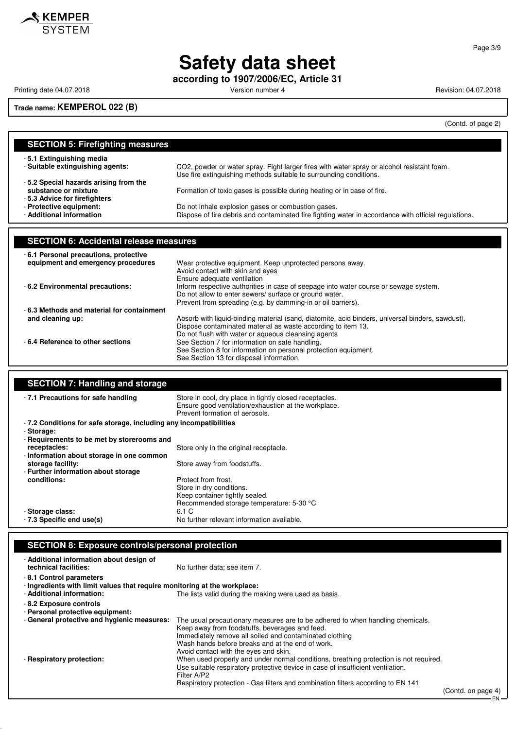**Safety data sheet**

**according to 1907/2006/EC, Article 31**

Printing date 04.07.2018 Version number 4 Revision: 04.07.2018

**Trade name: KEMPEROL 022 (B)**

(Contd. of page 2)

## SECTION 5: Firefighting measures

- **5.1 Extinguishing media**
- **Suitable extinguishing agents:** $CO_2$, powder or water spray. Fight larger fires with water spray or alcohol resistant foam. Use fire extinguishing methods suitable to surrounding conditions.
- **5.2 Special hazards arising from the substance or mixture** Formation of toxic gases is possible during heating or in case of fire.
- **5.3 Advice for firefighters**
- **Protective equipment:** Do not inhale explosion gases or combustion gases.
- **Additional information** Dispose of fire debris and contaminated fire fighting water in accordance with official regulations.

## SECTION 6: Accidental release measures

- **6.1 Personal precautions, protective equipment and emergency procedures** Wear protective equipment. Keep unprotected persons away. Avoid contact with skin and eyes Ensure adequate ventilation
- **6.2 Environmental precautions:** Inform respective authorities in case of seepage into water course or sewage system. Do not allow to enter sewers/ surface or ground water. Prevent from spreading (e.g. by damming-in or oil barriers).
- **6.3 Methods and material for containment and cleaning up:** Absorb with liquid-binding material (sand, diatomite, acid binders, universal binders, sawdust). Dispose contaminated material as waste according to item 13. Do not flush with water or aqueous cleansing agents
- **6.4 Reference to other sections** See Section 7 for information on safe handling. See Section 8 for information on personal protection equipment. See Section 13 for disposal information.

## SECTION 7: Handling and storage

- **7.1 Precautions for safe handling** Store in cool, dry place in tightly closed receptacles. Ensure good ventilation/exhaustion at the workplace. Prevent formation of aerosols.
- **7.2 Conditions for safe storage, including any incompatibilities**
- **Storage:**
- **Requirements to be met by storerooms and receptacles:** Store only in the original receptacle.
- **Information about storage in one common storage facility:** Store away from foodstuffs.
- **Further information about storage conditions:** Protect from frost. Store in dry conditions. Keep container tightly sealed. Recommended storage temperature: 5-30 °C
- **Storage class:** 6.1 C
- **7.3 Specific end use(s)** No further relevant information available.

## SECTION 8: Exposure controls/personal protection

- **Additional information about design of technical facilities:** No further data; see item 7.
- **8.1 Control parameters**
- **Ingredients with limit values that require monitoring at the workplace:**
- **Additional information:** The lists valid during the making were used as basis.
- **8.2 Exposure controls**
- **Personal protective equipment:**
- **General protective and hygienic measures:** The usual precautionary measures are to be adhered to when handling chemicals. Keep away from foodstuffs, beverages and feed. Immediately remove all soiled and contaminated clothing Wash hands before breaks and at the end of work. Avoid contact with the eyes and skin.
- **Respiratory protection:** When used properly and under normal conditions, breathing protection is not required. Use suitable respiratory protective device in case of insufficient ventilation. Filter A/P2 Respiratory protection - Gas filters and combination filters according to EN 141

(Contd. on page 4)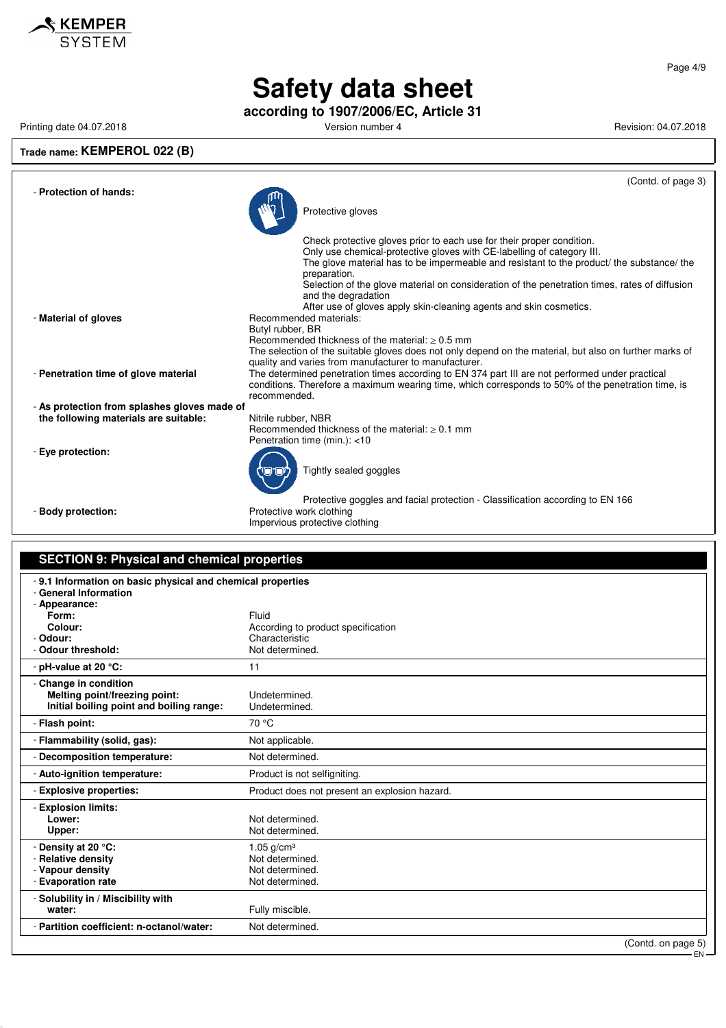**Trade name: KEMPEROL 022 (B)**

(Contd. of page 3)

- **Protection of hands:**

  Protective gloves

  Check protective gloves prior to each use for their proper condition.
  Only use chemical-protective gloves with CE-labelling of category III.
  The glove material has to be impermeable and resistant to the product/ the substance/ the preparation.
  Selection of the glove material on consideration of the penetration times, rates of diffusion and the degradation
  After use of gloves apply skin-cleaning agents and skin cosmetics.

- **Material of gloves**

  Recommended materials:
  Butyl rubber, BR
  Recommended thickness of the material: ≥ 0.5 mm
  The selection of the suitable gloves does not only depend on the material, but also on further marks of quality and varies from manufacturer to manufacturer.

- **Penetration time of glove material**

  The determined penetration times according to EN 374 part III are not performed under practical conditions. Therefore a maximum wearing time, which corresponds to 50% of the penetration time, is recommended.

- **As protection from splashes gloves made of the following materials are suitable:**

  Nitrile rubber, NBR
  Recommended thickness of the material: ≥ 0.1 mm
  Penetration time (min.): <10

- **Eye protection:**

  Tightly sealed goggles

  Protective goggles and facial protection - Classification according to EN 166

- **Body protection:**

  Protective work clothing
  Impervious protective clothing

## SECTION 9: Physical and chemical properties

| | |
|---|---|
| - **9.1 Information on basic physical and chemical properties** | |
| - **General Information** | |
| - **Appearance:** | |
| **Form:** | Fluid |
| **Colour:** | According to product specification |
| - **Odour:** | Characteristic |
| - **Odour threshold:** | Not determined. |
| - **pH-value at 20 °C:** | 11 |
| - **Change in condition** | |
| **Melting point/freezing point:** | Undetermined. |
| **Initial boiling point and boiling range:** | Undetermined. |
| - **Flash point:** | 70 °C |
| - **Flammability (solid, gas):** | Not applicable. |
| - **Decomposition temperature:** | Not determined. |
| - **Auto-ignition temperature:** | Product is not selfigniting. |
| - **Explosive properties:** | Product does not present an explosion hazard. |
| - **Explosion limits:** | |
| **Lower:** | Not determined. |
| **Upper:** | Not determined. |
| - **Density at 20 °C:** | 1.05 g/cm³ |
| - **Relative density** | Not determined. |
| - **Vapour density** | Not determined. |
| - **Evaporation rate** | Not determined. |
| - **Solubility in / Miscibility with** | |
| **water:** | Fully miscible. |
| - **Partition coefficient: n-octanol/water:** | Not determined. |

(Contd. on page 5)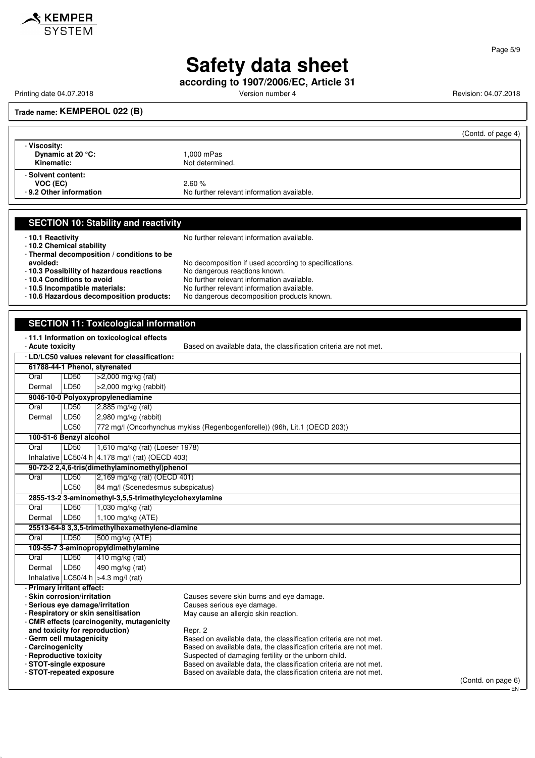**Trade name: KEMPEROL 022 (B)**

(Contd. of page 4)

- **Viscosity:**
  - **Dynamic at 20 °C:** 1,000 mPas
  - **Kinematic:** Not determined.
- **Solvent content:**
  - **VOC (EC)** 2.60 %
- **9.2 Other information** No further relevant information available.

## SECTION 10: Stability and reactivity

- **10.1 Reactivity** No further relevant information available.
- **10.2 Chemical stability**
- **Thermal decomposition / conditions to be avoided:** No decomposition if used according to specifications.
- **10.3 Possibility of hazardous reactions** No dangerous reactions known.
- **10.4 Conditions to avoid** No further relevant information available.
- **10.5 Incompatible materials:** No further relevant information available.
- **10.6 Hazardous decomposition products:** No dangerous decomposition products known.

## SECTION 11: Toxicological information

- **11.1 Information on toxicological effects**
- **Acute toxicity** Based on available data, the classification criteria are not met.

**LD/LC50 values relevant for classification:**

| | | |
|---|---|---|
| **61788-44-1 Phenol, styrenated** | | |
| Oral | LD50 | >2,000 mg/kg (rat) |
| Dermal | LD50 | >2,000 mg/kg (rabbit) |
| **9046-10-0 Polyoxypropylenediamine** | | |
| Oral | LD50 | 2,885 mg/kg (rat) |
| Dermal | LD50 | 2,980 mg/kg (rabbit) |
| | LC50 | 772 mg/l (Oncorhynchus mykiss (Regenbogenforelle)) (96h, Lit.1 (OECD 203)) |
| **100-51-6 Benzyl alcohol** | | |
| Oral | LD50 | 1,610 mg/kg (rat) (Loeser 1978) |
| Inhalative | LC50/4 h | 4.178 mg/l (rat) (OECD 403) |
| **90-72-2 2,4,6-tris(dimethylaminomethyl)phenol** | | |
| Oral | LD50 | 2,169 mg/kg (rat) (OECD 401) |
| | LC50 | 84 mg/l (Scenedesmus subspicatus) |
| **2855-13-2 3-aminomethyl-3,5,5-trimethylcyclohexylamine** | | |
| Oral | LD50 | 1,030 mg/kg (rat) |
| Dermal | LD50 | 1,100 mg/kg (ATE) |
| **25513-64-8 3,3,5-trimethylhexamethylene-diamine** | | |
| Oral | LD50 | 500 mg/kg (ATE) |
| **109-55-7 3-aminopropyldimethylamine** | | |
| Oral | LD50 | 410 mg/kg (rat) |
| Dermal | LD50 | 490 mg/kg (rat) |
| Inhalative | LC50/4 h | >4.3 mg/l (rat) |

- **Primary irritant effect:**
- **Skin corrosion/irritation** Causes severe skin burns and eye damage.
- **Serious eye damage/irritation** Causes serious eye damage.
- **Respiratory or skin sensitisation** May cause an allergic skin reaction.
- **CMR effects (carcinogenity, mutagenicity and toxicity for reproduction)** Repr. 2
- **Germ cell mutagenicity** Based on available data, the classification criteria are not met.
- **Carcinogenicity** Based on available data, the classification criteria are not met.
- **Reproductive toxicity** Suspected of damaging fertility or the unborn child.
- **STOT-single exposure** Based on available data, the classification criteria are not met.
- **STOT-repeated exposure** Based on available data, the classification criteria are not met.

(Contd. on page 6)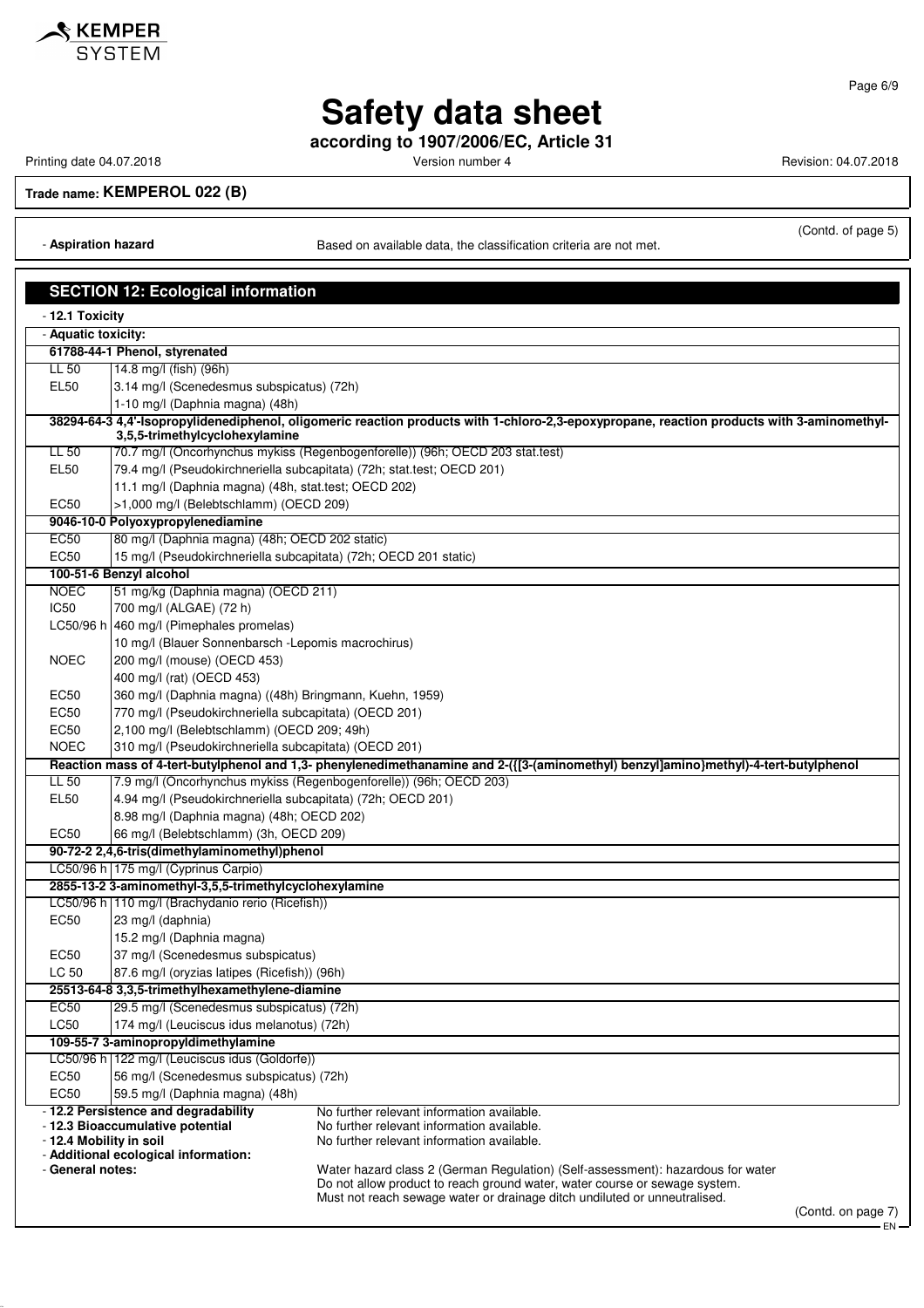**Safety data sheet**

**according to 1907/2006/EC, Article 31**

Printing date 04.07.2018 Version number 4 Revision: 04.07.2018

**Trade name: KEMPEROL 022 (B)**

(Contd. of page 5)

- **Aspiration hazard** Based on available data, the classification criteria are not met.

## SECTION 12: Ecological information

- **12.1 Toxicity**
- **Aquatic toxicity:**

| | |
|---|---|
| **61788-44-1 Phenol, styrenated** | |
| LL 50 | 14.8 mg/l (fish) (96h) |
| EL50 | 3.14 mg/l (Scenedesmus subspicatus) (72h) |
| | 1-10 mg/l (Daphnia magna) (48h) |
| **38294-64-3 4,4'-Isopropylidenediphenol, oligomeric reaction products with 1-chloro-2,3-epoxypropane, reaction products with 3-aminomethyl-3,5,5-trimethylcyclohexylamine** | |
| LL 50 | 70.7 mg/l (Oncorhynchus mykiss (Regenbogenforelle)) (96h; OECD 203 stat.test) |
| EL50 | 79.4 mg/l (Pseudokirchneriella subcapitata) (72h; stat.test; OECD 201) |
| | 11.1 mg/l (Daphnia magna) (48h, stat.test; OECD 202) |
| EC50 | >1,000 mg/l (Belebtschlamm) (OECD 209) |
| **9046-10-0 Polyoxypropylenediamine** | |
| EC50 | 80 mg/l (Daphnia magna) (48h; OECD 202 static) |
| EC50 | 15 mg/l (Pseudokirchneriella subcapitata) (72h; OECD 201 static) |
| **100-51-6 Benzyl alcohol** | |
| NOEC | 51 mg/kg (Daphnia magna) (OECD 211) |
| IC50 | 700 mg/l (ALGAE) (72 h) |
| LC50/96 h | 460 mg/l (Pimephales promelas) |
| | 10 mg/l (Blauer Sonnenbarsch -Lepomis macrochirus) |
| NOEC | 200 mg/l (mouse) (OECD 453) |
| | 400 mg/l (rat) (OECD 453) |
| EC50 | 360 mg/l (Daphnia magna) ((48h) Bringmann, Kuehn, 1959) |
| EC50 | 770 mg/l (Pseudokirchneriella subcapitata) (OECD 201) |
| EC50 | 2,100 mg/l (Belebtschlamm) (OECD 209; 49h) |
| NOEC | 310 mg/l (Pseudokirchneriella subcapitata) (OECD 201) |
| **Reaction mass of 4-tert-butylphenol and 1,3- phenylenedimethanamine and 2-({[3-(aminomethyl) benzyl]amino}methyl)-4-tert-butylphenol** | |
| LL 50 | 7.9 mg/l (Oncorhynchus mykiss (Regenbogenforelle)) (96h; OECD 203) |
| EL50 | 4.94 mg/l (Pseudokirchneriella subcapitata) (72h; OECD 201) |
| | 8.98 mg/l (Daphnia magna) (48h; OECD 202) |
| EC50 | 66 mg/l (Belebtschlamm) (3h, OECD 209) |
| **90-72-2 2,4,6-tris(dimethylaminomethyl)phenol** | |
| LC50/96 h | 175 mg/l (Cyprinus Carpio) |
| **2855-13-2 3-aminomethyl-3,5,5-trimethylcyclohexylamine** | |
| LC50/96 h | 110 mg/l (Brachydanio rerio (Ricefish)) |
| EC50 | 23 mg/l (daphnia) |
| | 15.2 mg/l (Daphnia magna) |
| EC50 | 37 mg/l (Scenedesmus subspicatus) |
| LC 50 | 87.6 mg/l (oryzias latipes (Ricefish)) (96h) |
| **25513-64-8 3,3,5-trimethylhexamethylene-diamine** | |
| EC50 | 29.5 mg/l (Scenedesmus subspicatus) (72h) |
| LC50 | 174 mg/l (Leuciscus idus melanotus) (72h) |
| **109-55-7 3-aminopropyldimethylamine** | |
| LC50/96 h | 122 mg/l (Leuciscus idus (Goldorfe)) |
| EC50 | 56 mg/l (Scenedesmus subspicatus) (72h) |
| EC50 | 59.5 mg/l (Daphnia magna) (48h) |

- **12.2 Persistence and degradability** No further relevant information available.
- **12.3 Bioaccumulative potential** No further relevant information available.
- **12.4 Mobility in soil** No further relevant information available.
- **Additional ecological information:**
- **General notes:** Water hazard class 2 (German Regulation) (Self-assessment): hazardous for water
  Do not allow product to reach ground water, water course or sewage system.
  Must not reach sewage water or drainage ditch undiluted or unneutralised.

(Contd. on page 7)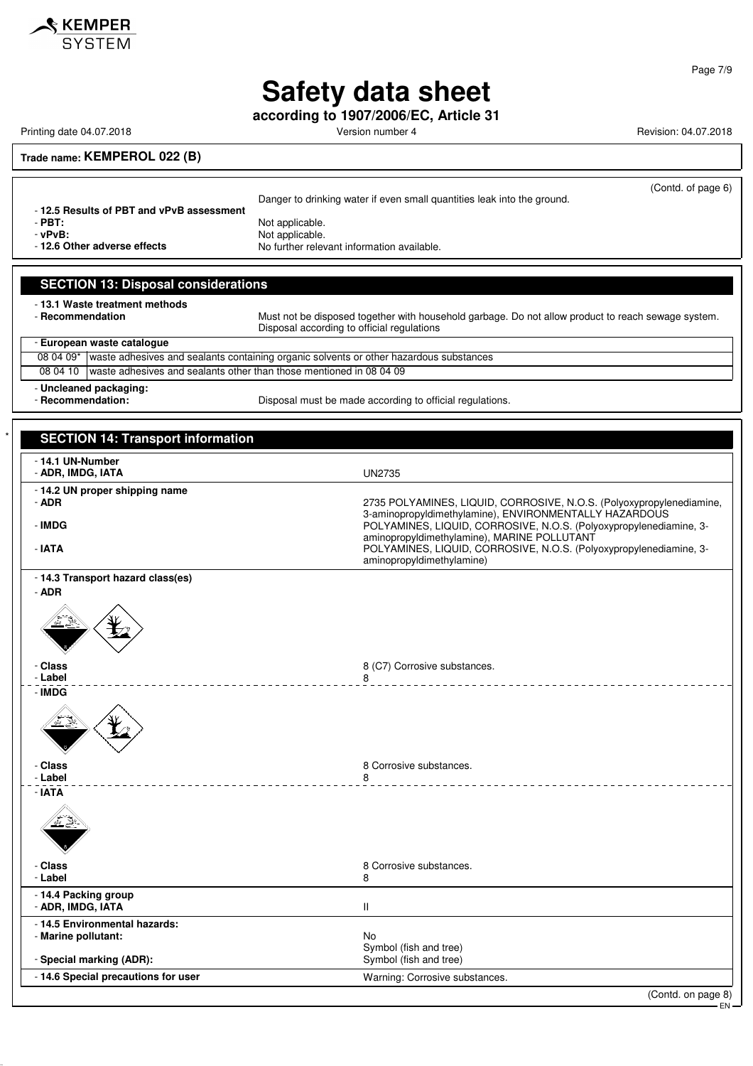# Safety data sheet

**according to 1907/2006/EC, Article 31**

Printing date 04.07.2018 Version number 4 Revision: 04.07.2018

**Trade name: KEMPEROL 022 (B)**

(Contd. of page 6)

Danger to drinking water if even small quantities leak into the ground.

- **12.5 Results of PBT and vPvB assessment**
- **PBT:** Not applicable.
- **vPvB:** Not applicable.
- **12.6 Other adverse effects** No further relevant information available.

## SECTION 13: Disposal considerations

- **13.1 Waste treatment methods**
- **Recommendation** Must not be disposed together with household garbage. Do not allow product to reach sewage system. Disposal according to official regulations

| - European waste catalogue | |
|---|---|
| 08 04 09* | waste adhesives and sealants containing organic solvents or other hazardous substances |
| 08 04 10 | waste adhesives and sealants other than those mentioned in 08 04 09 |

- **Uncleaned packaging:**
- **Recommendation:** Disposal must be made according to official regulations.

## * SECTION 14: Transport information

- **14.1 UN-Number**
- **ADR, IMDG, IATA** UN2735

- **14.2 UN proper shipping name**
- **ADR** 2735 POLYAMINES, LIQUID, CORROSIVE, N.O.S. (Polyoxypropylenediamine, 3-aminopropyldimethylamine), ENVIRONMENTALLY HAZARDOUS
- **IMDG** POLYAMINES, LIQUID, CORROSIVE, N.O.S. (Polyoxypropylenediamine, 3-aminopropyldimethylamine), MARINE POLLUTANT
- **IATA** POLYAMINES, LIQUID, CORROSIVE, N.O.S. (Polyoxypropylenediamine, 3-aminopropyldimethylamine)

- **14.3 Transport hazard class(es)**
- **ADR**
- **Class** 8 (C7) Corrosive substances.
- **Label** 8
- **IMDG**
- **Class** 8 Corrosive substances.
- **Label** 8
- **IATA**
- **Class** 8 Corrosive substances.
- **Label** 8

- **14.4 Packing group**
- **ADR, IMDG, IATA** II

- **14.5 Environmental hazards:**
- **Marine pollutant:** No
  Symbol (fish and tree)
- **Special marking (ADR):** Symbol (fish and tree)

- **14.6 Special precautions for user** Warning: Corrosive substances.

(Contd. on page 8)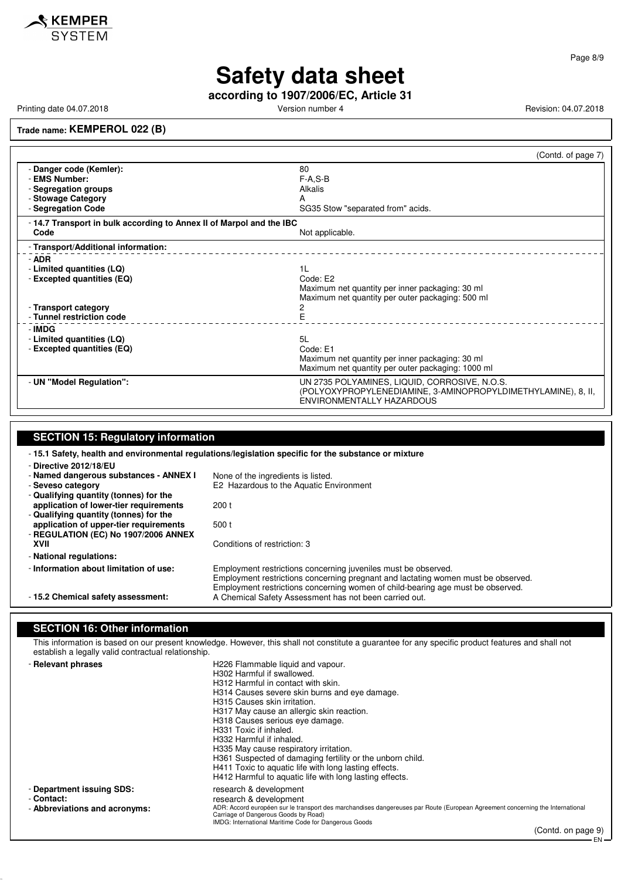# Safety data sheet

**according to 1907/2006/EC, Article 31**

Printing date 04.07.2018 | Version number 4 | Revision: 04.07.2018

**Trade name: KEMPEROL 022 (B)**

(Contd. of page 7)

| | |
|---|---|
| - **Danger code (Kemler):** | 80 |
| - **EMS Number:** | F-A,S-B |
| - **Segregation groups** | Alkalis |
| - **Stowage Category** | A |
| - **Segregation Code** | SG35 Stow "separated from" acids. |
| - **14.7 Transport in bulk according to Annex II of Marpol and the IBC Code** | Not applicable. |
| - **Transport/Additional information:** | |
| - **ADR** | |
| - **Limited quantities (LQ)** | 1L |
| - **Excepted quantities (EQ)** | Code: E2<br>Maximum net quantity per inner packaging: 30 ml<br>Maximum net quantity per outer packaging: 500 ml |
| - **Transport category** | 2 |
| - **Tunnel restriction code** | E |
| - **IMDG** | |
| - **Limited quantities (LQ)** | 5L |
| - **Excepted quantities (EQ)** | Code: E1<br>Maximum net quantity per inner packaging: 30 ml<br>Maximum net quantity per outer packaging: 1000 ml |
| - **UN "Model Regulation":** | UN 2735 POLYAMINES, LIQUID, CORROSIVE, N.O.S. (POLYOXYPROPYLENEDIAMINE, 3-AMINOPROPYLDIMETHYLAMINE), 8, II, ENVIRONMENTALLY HAZARDOUS |

## SECTION 15: Regulatory information

- **15.1 Safety, health and environmental regulations/legislation specific for the substance or mixture**

| | |
|---|---|
| - **Directive 2012/18/EU** | |
| - **Named dangerous substances - ANNEX I** | None of the ingredients is listed. |
| - **Seveso category** | E2 Hazardous to the Aquatic Environment |
| - **Qualifying quantity (tonnes) for the application of lower-tier requirements** | 200 t |
| - **Qualifying quantity (tonnes) for the application of upper-tier requirements** | 500 t |
| - **REGULATION (EC) No 1907/2006 ANNEX XVII** | Conditions of restriction: 3 |
| - **National regulations:** | |
| - **Information about limitation of use:** | Employment restrictions concerning juveniles must be observed.<br>Employment restrictions concerning pregnant and lactating women must be observed.<br>Employment restrictions concerning women of child-bearing age must be observed. |
| - **15.2 Chemical safety assessment:** | A Chemical Safety Assessment has not been carried out. |

## SECTION 16: Other information

This information is based on our present knowledge. However, this shall not constitute a guarantee for any specific product features and shall not establish a legally valid contractual relationship.

| | |
|---|---|
| - **Relevant phrases** | H226 Flammable liquid and vapour.<br>H302 Harmful if swallowed.<br>H312 Harmful in contact with skin.<br>H314 Causes severe skin burns and eye damage.<br>H315 Causes skin irritation.<br>H317 May cause an allergic skin reaction.<br>H318 Causes serious eye damage.<br>H331 Toxic if inhaled.<br>H332 Harmful if inhaled.<br>H335 May cause respiratory irritation.<br>H361 Suspected of damaging fertility or the unborn child.<br>H411 Toxic to aquatic life with long lasting effects.<br>H412 Harmful to aquatic life with long lasting effects. |
| - **Department issuing SDS:** | research & development |
| - **Contact:** | research & development |
| - **Abbreviations and acronyms:** | ADR: Accord européen sur le transport des marchandises dangereuses par Route (European Agreement concerning the International Carriage of Dangerous Goods by Road)<br>IMDG: International Maritime Code for Dangerous Goods |

(Contd. on page 9)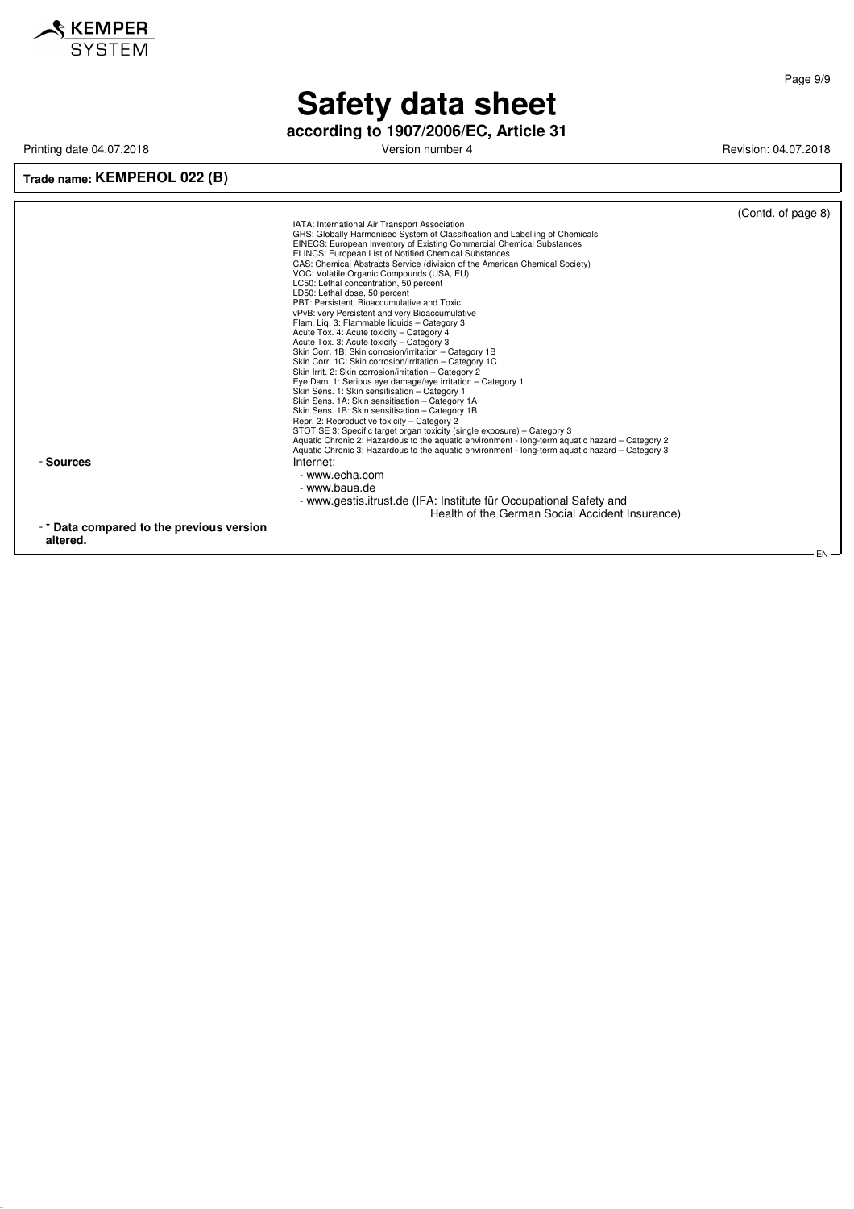# Safety data sheet

**according to 1907/2006/EC, Article 31**

Printing date 04.07.2018 Version number 4 Revision: 04.07.2018

**Trade name: KEMPEROL 022 (B)**

(Contd. of page 8)

IATA: International Air Transport Association
GHS: Globally Harmonised System of Classification and Labelling of Chemicals
EINECS: European Inventory of Existing Commercial Chemical Substances
ELINCS: European List of Notified Chemical Substances
CAS: Chemical Abstracts Service (division of the American Chemical Society)
VOC: Volatile Organic Compounds (USA, EU)
LC50: Lethal concentration, 50 percent
LD50: Lethal dose, 50 percent
PBT: Persistent, Bioaccumulative and Toxic
vPvB: very Persistent and very Bioaccumulative
Flam. Liq. 3: Flammable liquids – Category 3
Acute Tox. 4: Acute toxicity – Category 4
Acute Tox. 3: Acute toxicity – Category 3
Skin Corr. 1B: Skin corrosion/irritation – Category 1B
Skin Corr. 1C: Skin corrosion/irritation – Category 1C
Skin Irrit. 2: Skin corrosion/irritation – Category 2
Eye Dam. 1: Serious eye damage/eye irritation – Category 1
Skin Sens. 1: Skin sensitisation – Category 1
Skin Sens. 1A: Skin sensitisation – Category 1A
Skin Sens. 1B: Skin sensitisation – Category 1B
Repr. 2: Reproductive toxicity – Category 2
STOT SE 3: Specific target organ toxicity (single exposure) – Category 3
Aquatic Chronic 2: Hazardous to the aquatic environment - long-term aquatic hazard – Category 2
Aquatic Chronic 3: Hazardous to the aquatic environment - long-term aquatic hazard – Category 3

- **Sources** Internet:
  - www.echa.com
  - www.baua.de
  - www.gestis.itrust.de (IFA: Institute für Occupational Safety and Health of the German Social Accident Insurance)

- **\* Data compared to the previous version altered.**